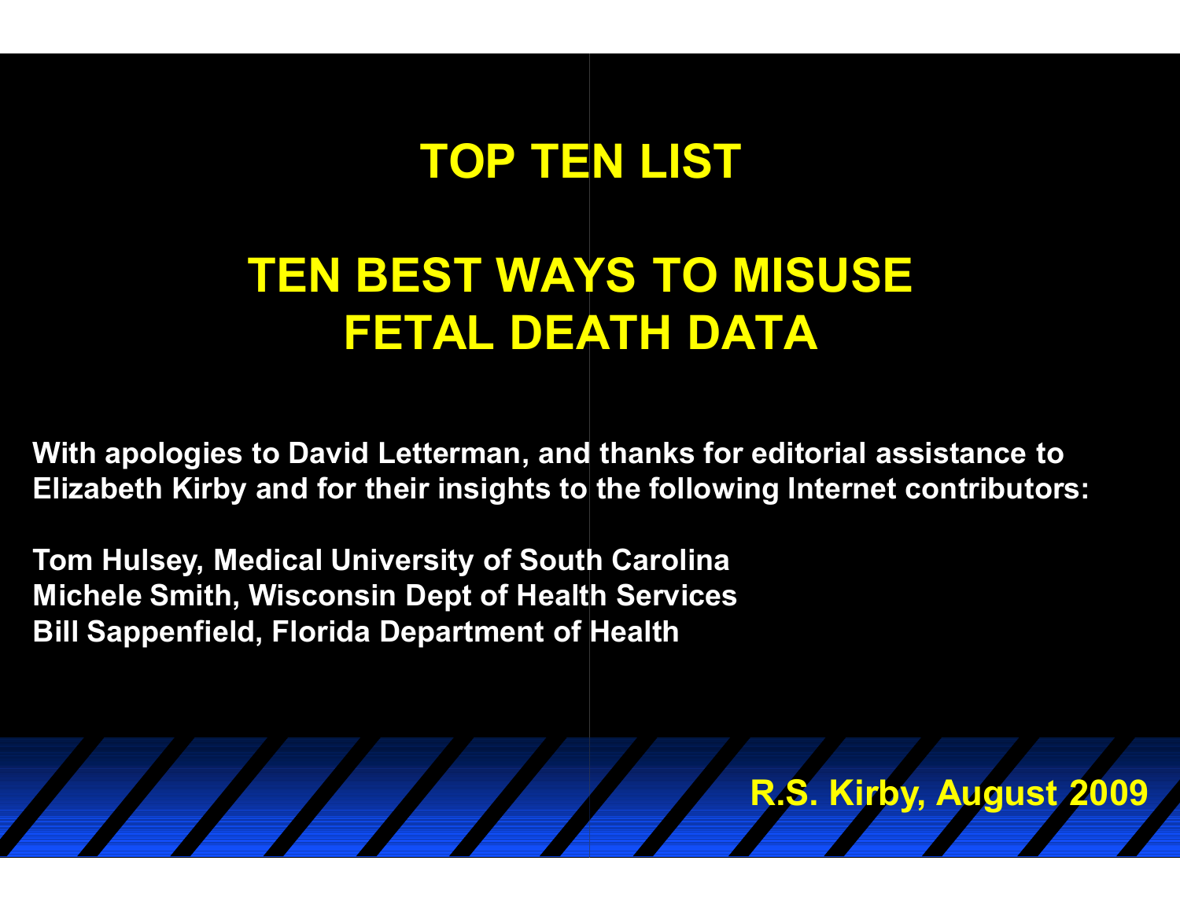# TOP TEN LIST

# TEN BEST WAYS TO MISUSE FETAL DEATH DATA

**With apologies to David Letterman, and thanks for editorial assistance to Elizabeth Kirby and for their insights to the following Internet contributors:**

**Tom Hulsey, Medical University of South Carolina**
**Michele Smith, Wisconsin Dept of Health Services**
**Bill Sappenfield, Florida Department of Health**

**R.S. Kirby, August 2009**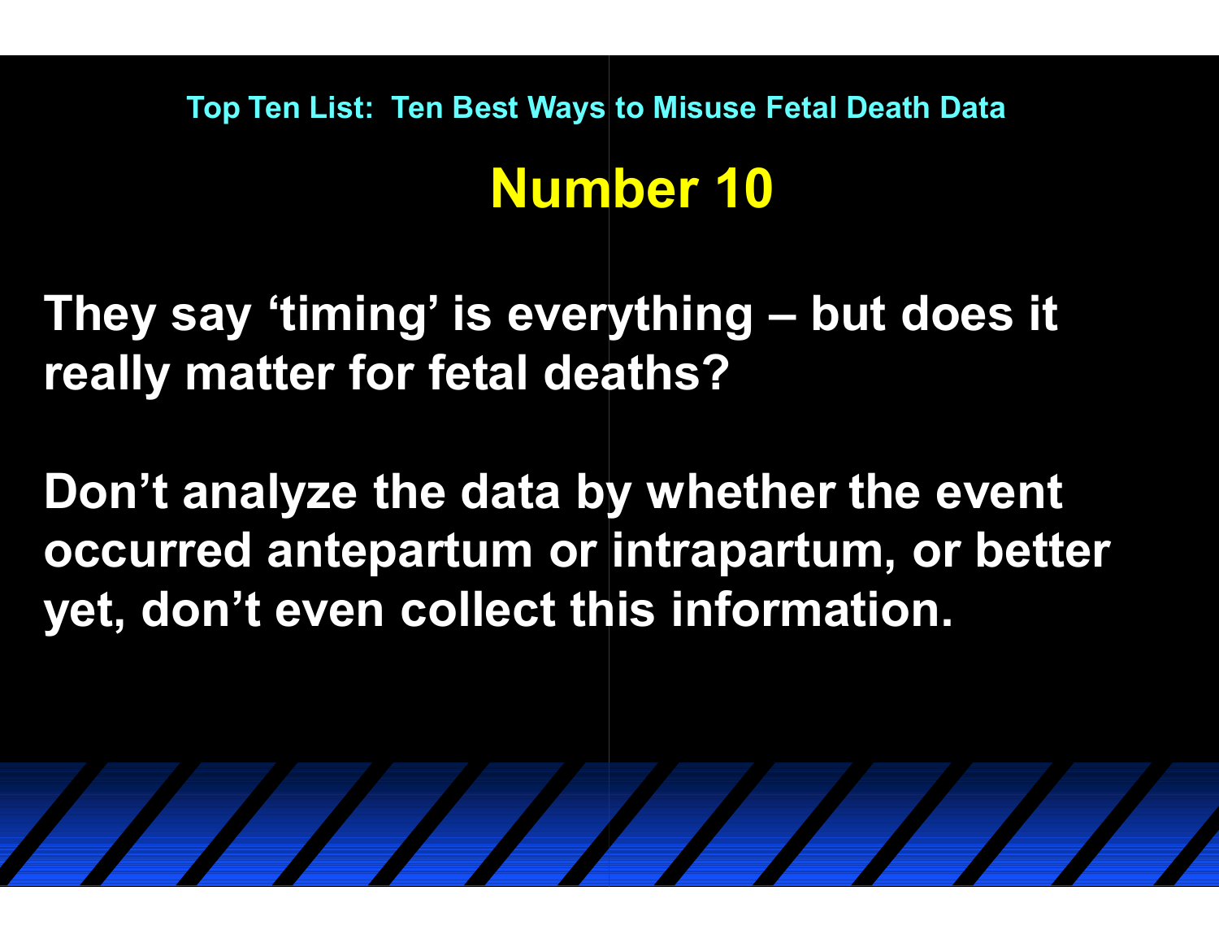Top Ten List: Ten Best Ways to Misuse Fetal Death Data

# Number 10

**They say 'timing' is everything – but does it really matter for fetal deaths?**

**Don't analyze the data by whether the event occurred antepartum or intrapartum, or better yet, don't even collect this information.**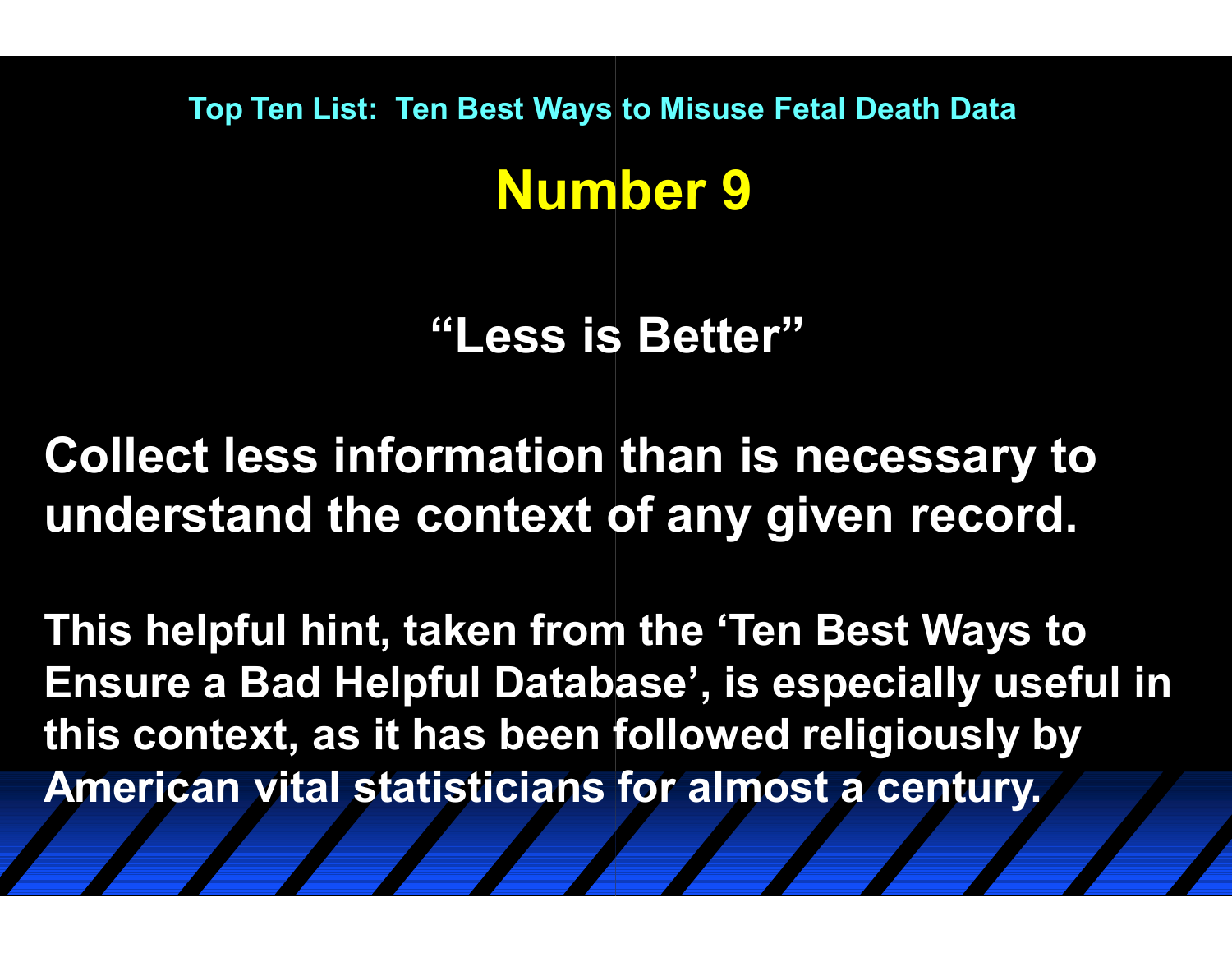Top Ten List: Ten Best Ways to Misuse Fetal Death Data

# Number 9

## “Less is Better”

**Collect less information than is necessary to understand the context of any given record.**

**This helpful hint, taken from the ‘Ten Best Ways to Ensure a Bad Helpful Database’, is especially useful in this context, as it has been followed religiously by American vital statisticians for almost a century.**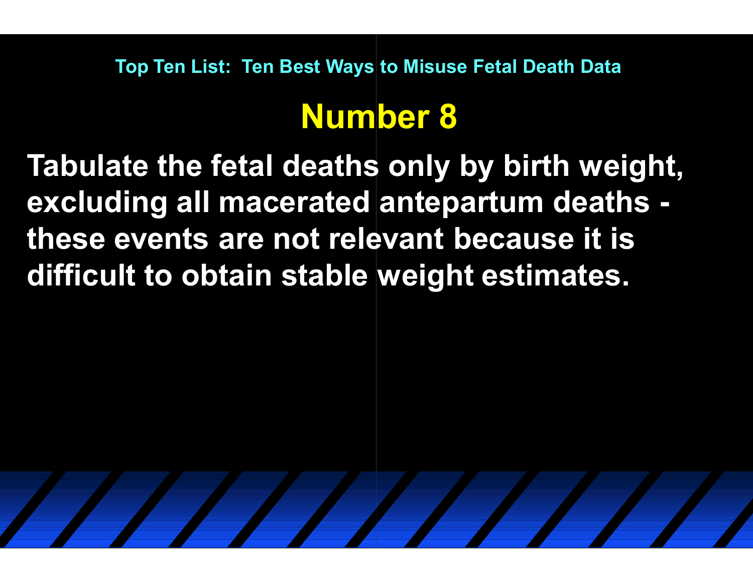Top Ten List: Ten Best Ways to Misuse Fetal Death Data

# Number 8

**Tabulate the fetal deaths only by birth weight, excluding all macerated antepartum deaths - these events are not relevant because it is difficult to obtain stable weight estimates.**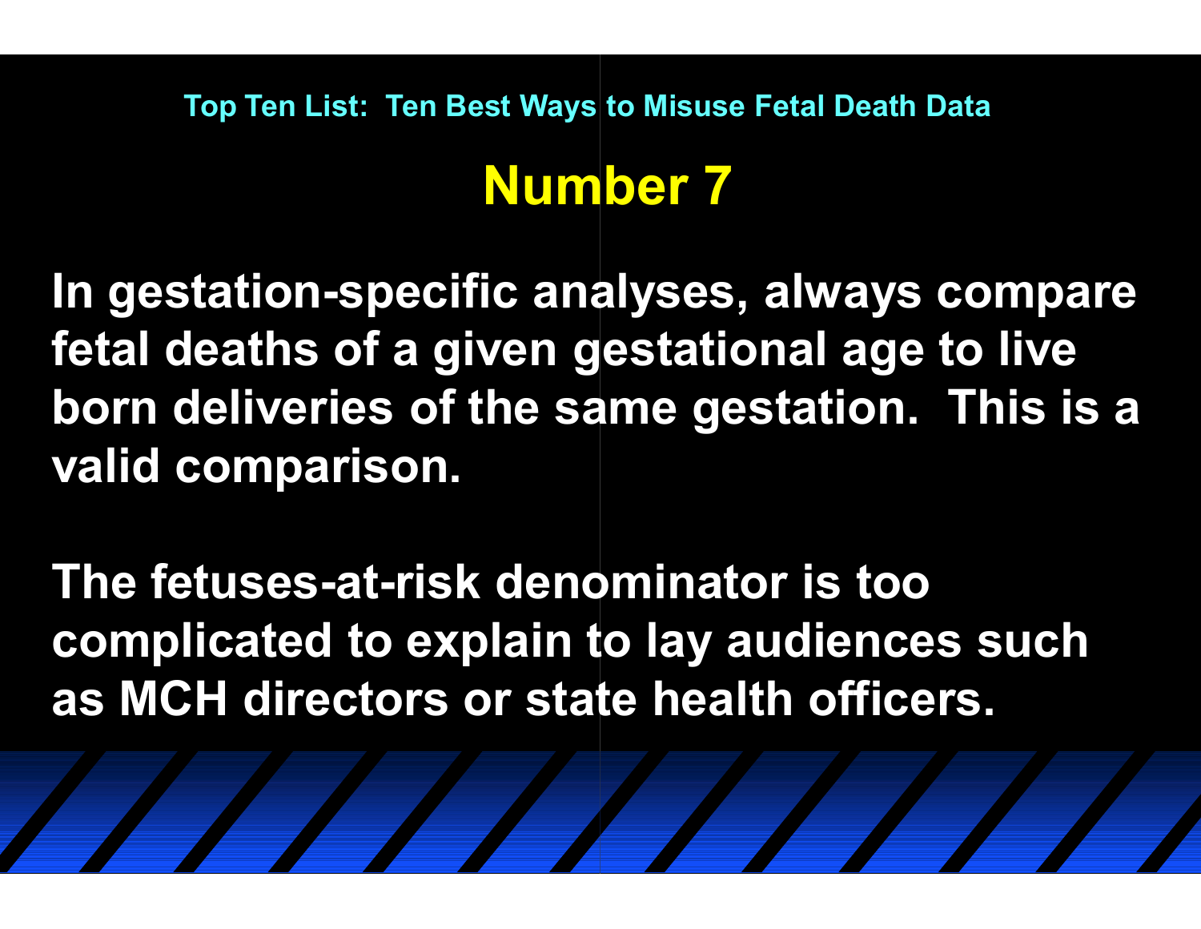Top Ten List: Ten Best Ways to Misuse Fetal Death Data

# Number 7

**In gestation-specific analyses, always compare fetal deaths of a given gestational age to live born deliveries of the same gestation. This is a valid comparison.**

**The fetuses-at-risk denominator is too complicated to explain to lay audiences such as MCH directors or state health officers.**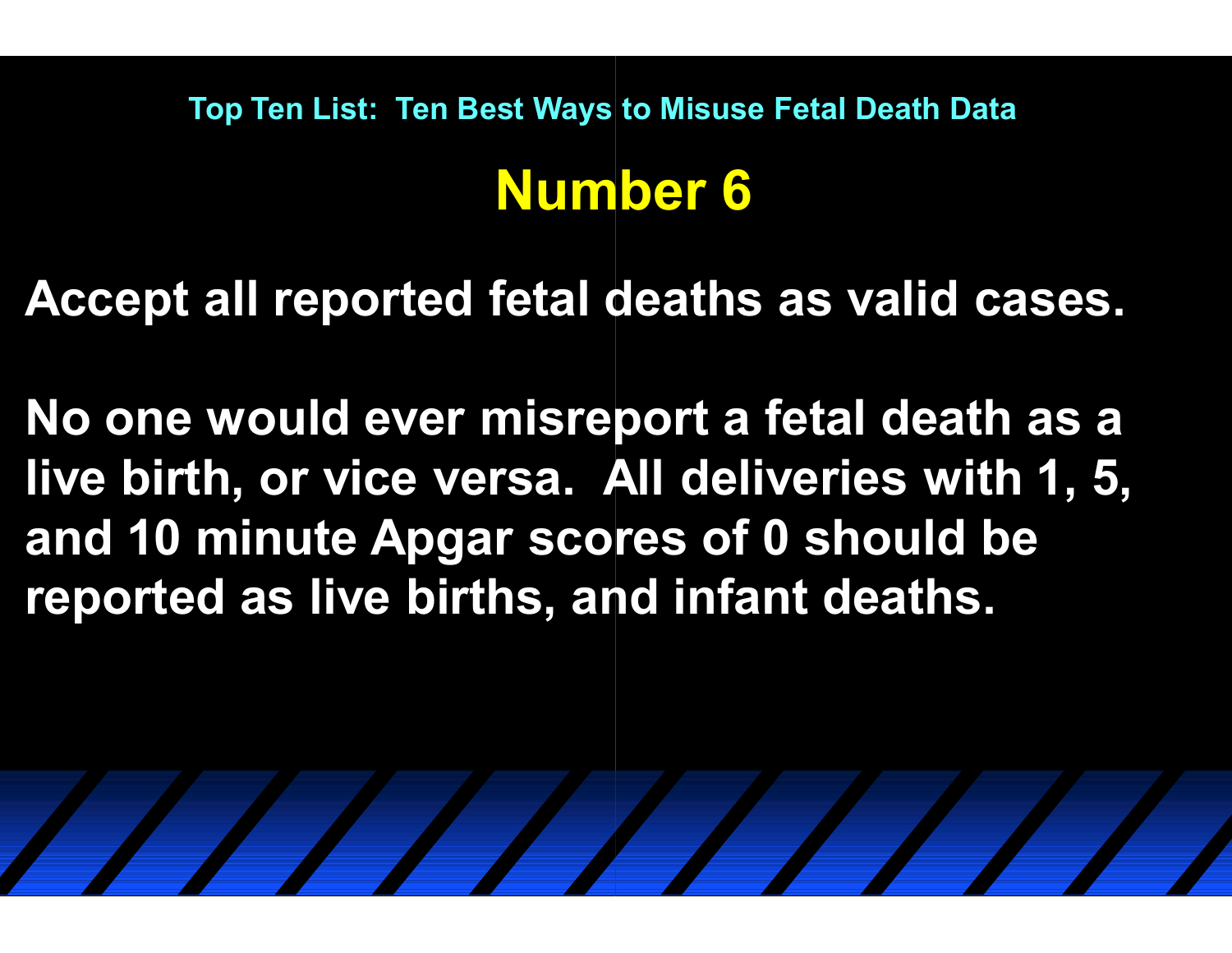Top Ten List: Ten Best Ways to Misuse Fetal Death Data

# Number 6

**Accept all reported fetal deaths as valid cases.**

**No one would ever misreport a fetal death as a live birth, or vice versa. All deliveries with 1, 5, and 10 minute Apgar scores of 0 should be reported as live births, and infant deaths.**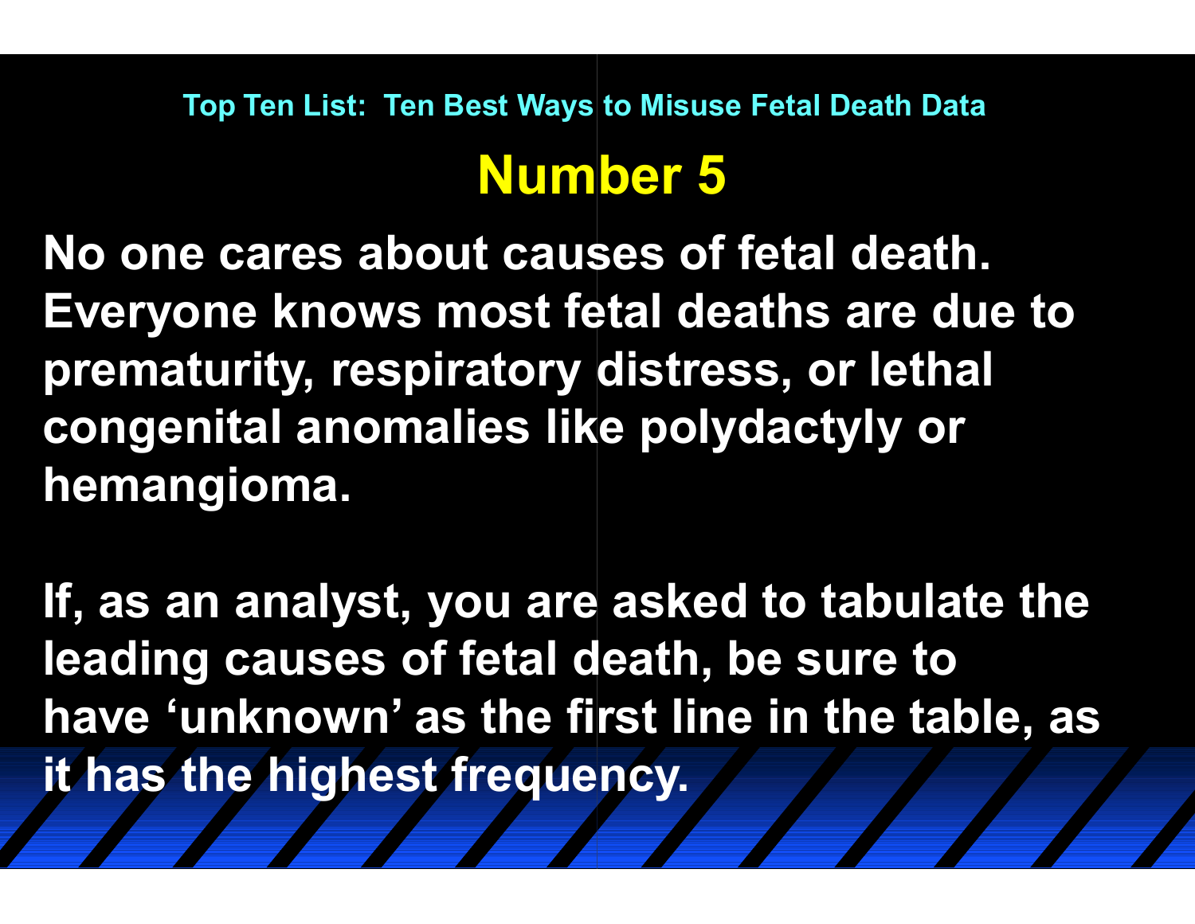Top Ten List: Ten Best Ways to Misuse Fetal Death Data

# Number 5

**No one cares about causes of fetal death. Everyone knows most fetal deaths are due to prematurity, respiratory distress, or lethal congenital anomalies like polydactyly or hemangioma.**

**If, as an analyst, you are asked to tabulate the leading causes of fetal death, be sure to have 'unknown' as the first line in the table, as it has the highest frequency.**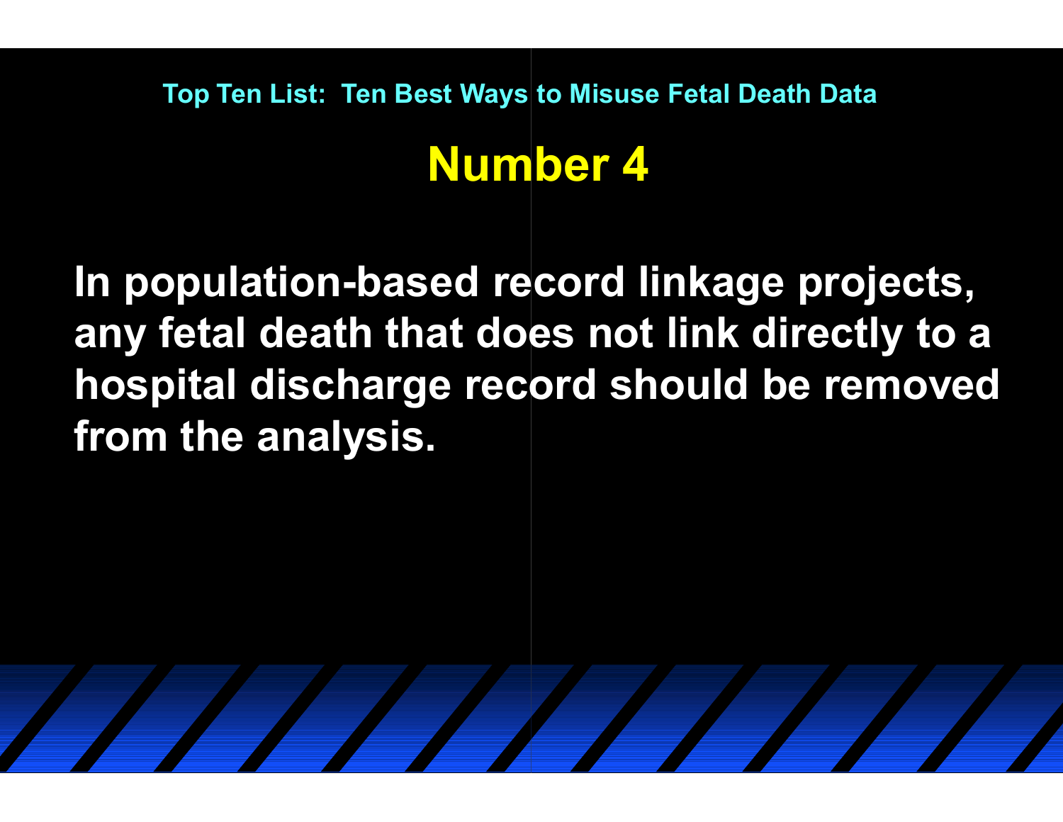Top Ten List: Ten Best Ways to Misuse Fetal Death Data

# Number 4

**In population-based record linkage projects, any fetal death that does not link directly to a hospital discharge record should be removed from the analysis.**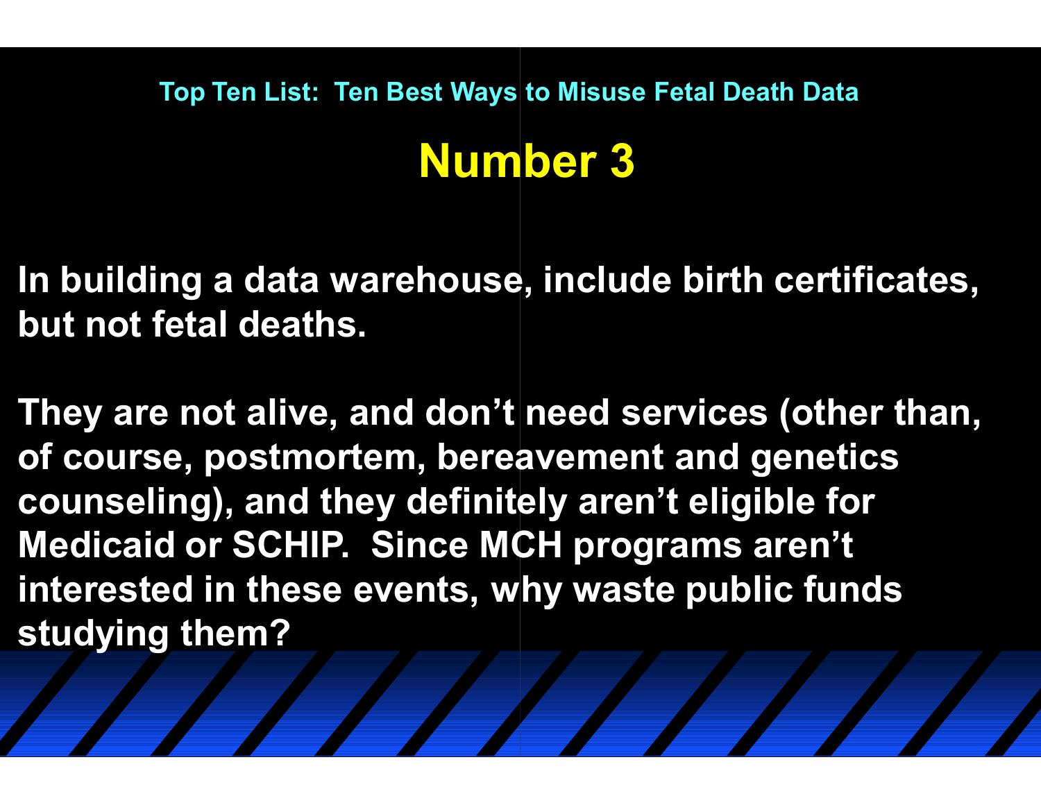Top Ten List: Ten Best Ways to Misuse Fetal Death Data

# Number 3

In building a data warehouse, include birth certificates, but not fetal deaths.

They are not alive, and don’t need services (other than, of course, postmortem, bereavement and genetics counseling), and they definitely aren’t eligible for Medicaid or SCHIP. Since MCH programs aren’t interested in these events, why waste public funds studying them?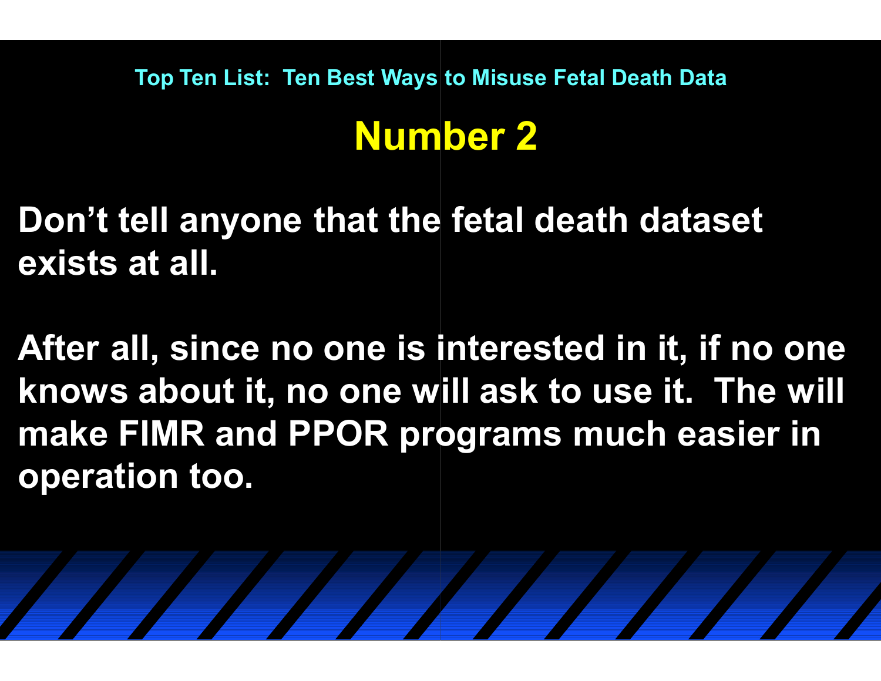Top Ten List: Ten Best Ways to Misuse Fetal Death Data

# Number 2

**Don't tell anyone that the fetal death dataset exists at all.**

**After all, since no one is interested in it, if no one knows about it, no one will ask to use it. The will make FIMR and PPOR programs much easier in operation too.**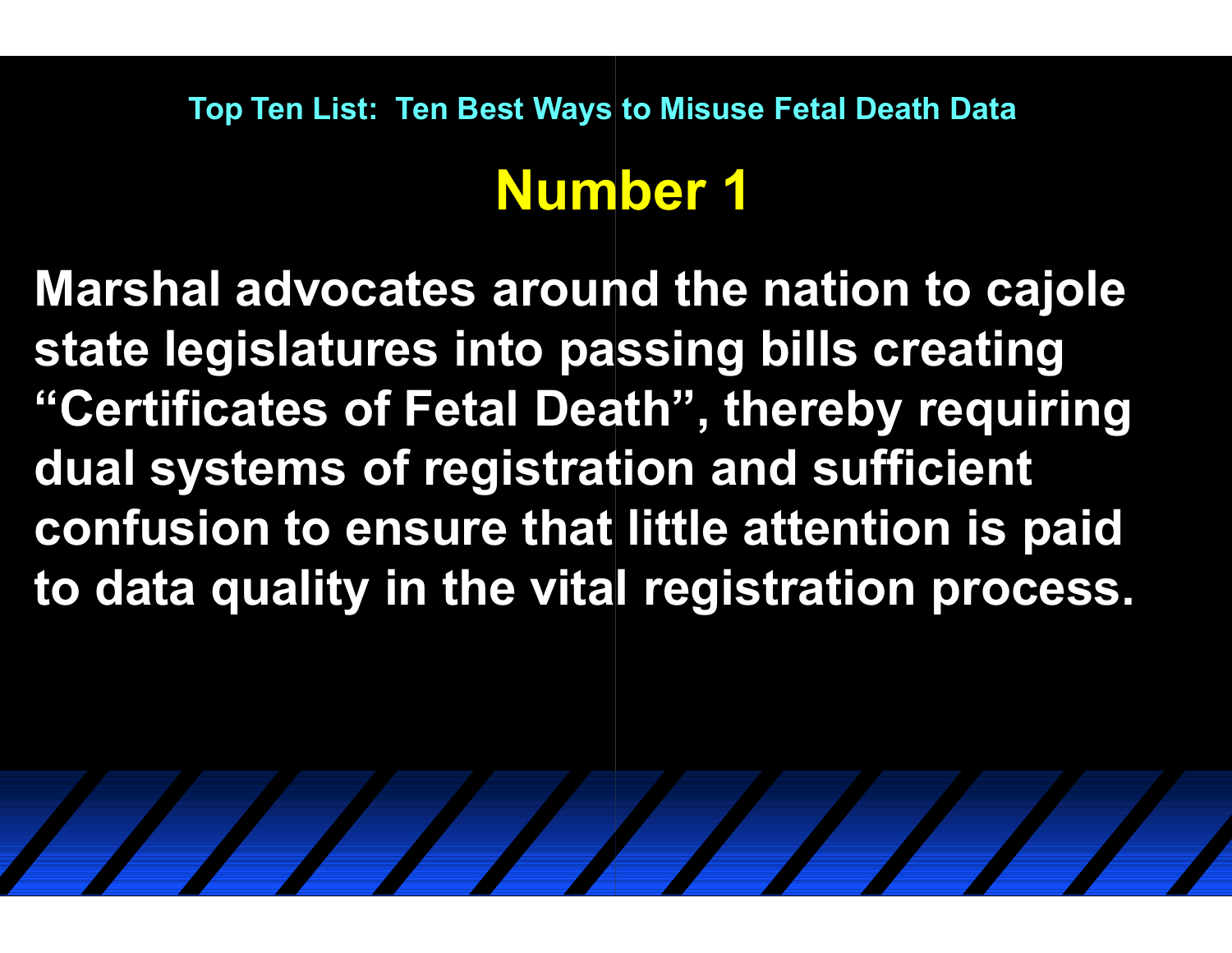Top Ten List: Ten Best Ways to Misuse Fetal Death Data

# Number 1

**Marshal advocates around the nation to cajole state legislatures into passing bills creating "Certificates of Fetal Death", thereby requiring dual systems of registration and sufficient confusion to ensure that little attention is paid to data quality in the vital registration process.**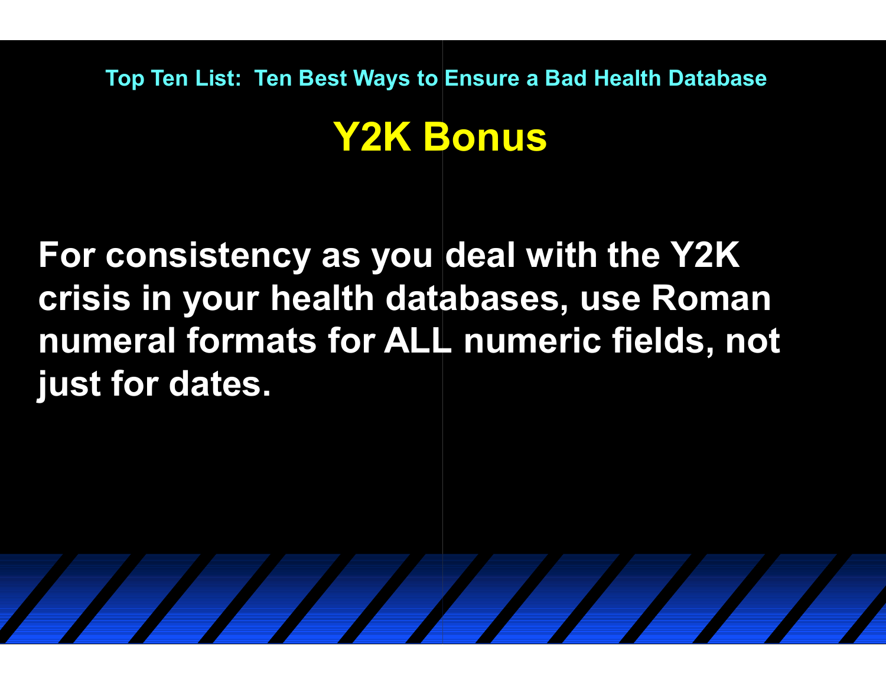Top Ten List: Ten Best Ways to Ensure a Bad Health Database

# Y2K Bonus

**For consistency as you deal with the Y2K crisis in your health databases, use Roman numeral formats for ALL numeric fields, not just for dates.**